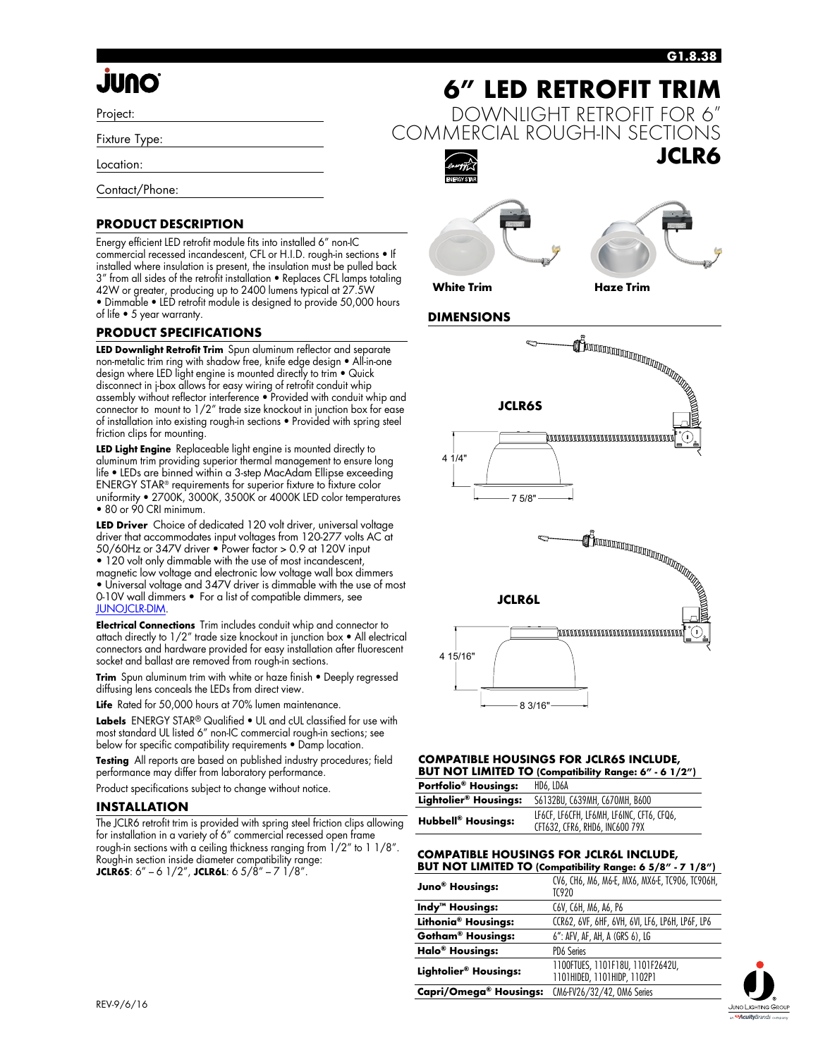# JUNO

Project:

Fixture Type:

Location:

Contact/Phone:

# 6" LED RETROFIT TRIM

DOWNLIGHT RETROFIT FOR 6" COMMERCIAL ROUGH-IN SECTIONS

**JCLR6**

## PRODUCT DESCRIPTION

Energy efficient LED retrofit module fits into installed 6" non-IC commercial recessed incandescent, CFL or H.I.D. rough-in sections • If installed where insulation is present, the insulation must be pulled back 3" from all sides of the retrofit installation • Replaces CFL lamps totaling 42W or greater, producing up to 2400 lumens typical at 27.5W • Dimmable • LED retrofit module is designed to provide 50,000 hours of life • 5 year warranty.

## PRODUCT SPECIFICATIONS

**LED Downlight Retrofit Trim** Spun aluminum reflector and separate non-metalic trim ring with shadow free, knife edge design • All-in-one design where LED light engine is mounted directly to trim • Quick disconnect in j-box allows for easy wiring of retrofit conduit whip assembly without reflector interference • Provided with conduit whip and connector to mount to 1/2" trade size knockout in junction box for ease of installation into existing rough-in sections • Provided with spring steel friction clips for mounting.

**LED Light Engine** Replaceable light engine is mounted directly to aluminum trim providing superior thermal management to ensure long life • LEDs are binned within a 3-step MacAdam Ellipse exceeding ENERGY STAR® requirements for superior fixture to fixture color uniformity • 2700K, 3000K, 3500K or 4000K LED color temperatures • 80 or 90 CRI minimum.

**LED Driver** Choice of dedicated 120 volt driver, universal voltage driver that accommodates input voltages from 120-277 volts AC at 50/60Hz or 347V driver • Power factor > 0.9 at 120V input • 120 volt only dimmable with the use of most incandescent, magnetic low voltage and electronic low voltage wall box dimmers • Universal voltage and 347V driver is dimmable with the use of most 0-10V wall dimmers • For a list of compatible dimmers, see JUNOJCLR-DIM.

**Electrical Connections** Trim includes conduit whip and connector to attach directly to 1/2" trade size knockout in junction box • All electrical connectors and hardware provided for easy installation after fluorescent socket and ballast are removed from rough-in sections.

**Trim** Spun aluminum trim with white or haze finish • Deeply regressed diffusing lens conceals the LEDs from direct view.

**Life** Rated for 50,000 hours at 70% lumen maintenance.

**Labels** ENERGY STAR® Qualified • UL and cUL classified for use with most standard UL listed 6" non-IC commercial rough-in sections; see below for specific compatibility requirements • Damp location.

**Testing** All reports are based on published industry procedures; field performance may differ from laboratory performance.

Product specifications subject to change without notice.

## INSTALLATION

The JCLR6 retrofit trim is provided with spring steel friction clips allowing for installation in a variety of 6" commercial recessed open frame rough-in sections with a ceiling thickness ranging from 1/2" to 1 1/8". Rough-in section inside diameter compatibility range: **JCLR6S**: 6" – 6 1/2", **JCLR6L**: 6 5/8" – 7 1/8".

**White Trim** **Haze Trim**

## DIMENSIONS

JCLR6S: 4 1/4" height, 7 5/8" diameter

JCLR6L: 4 15/16" height, 8 3/16" diameter

### COMPATIBLE HOUSINGS FOR JCLR6S INCLUDE, BUT NOT LIMITED TO (Compatibility Range: 6" - 6 1/2")

| | |
|---|---|
| **Portfolio® Housings:** | HD6, LD6A |
| **Lightolier® Housings:** | S6132BU, C639MH, C670MH, B600 |
| **Hubbell® Housings:** | LF6CF, LF6CFH, LF6MH, LF6INC, CFT6, CFQ6, CFT632, CFR6, RHD6, INC600 79X |

### COMPATIBLE HOUSINGS FOR JCLR6L INCLUDE, BUT NOT LIMITED TO (Compatibility Range: 6 5/8" - 7 1/8")

| | |
|---|---|
| **Juno® Housings:** | CV6, CH6, M6, M6-E, MX6, MX6-E, TC906, TC906H, TC920 |
| **Indy™ Housings:** | C6V, C6H, M6, A6, P6 |
| **Lithonia® Housings:** | CCR62, 6VF, 6HF, 6VH, 6VI, LF6, LP6H, LP6F, LP6 |
| **Gotham® Housings:** | 6": AFV, AF, AH, A (GRS 6), LG |
| **Halo® Housings:** | PD6 Series |
| **Lightolier® Housings:** | 1100FTUES, 1101F18U, 1101F2642U, 1101HIDED, 1101HIDP, 1102P1 |
| **Capri/Omega® Housings:** | CM6-FV26/32/42, OM6 Series |

REV-9/6/16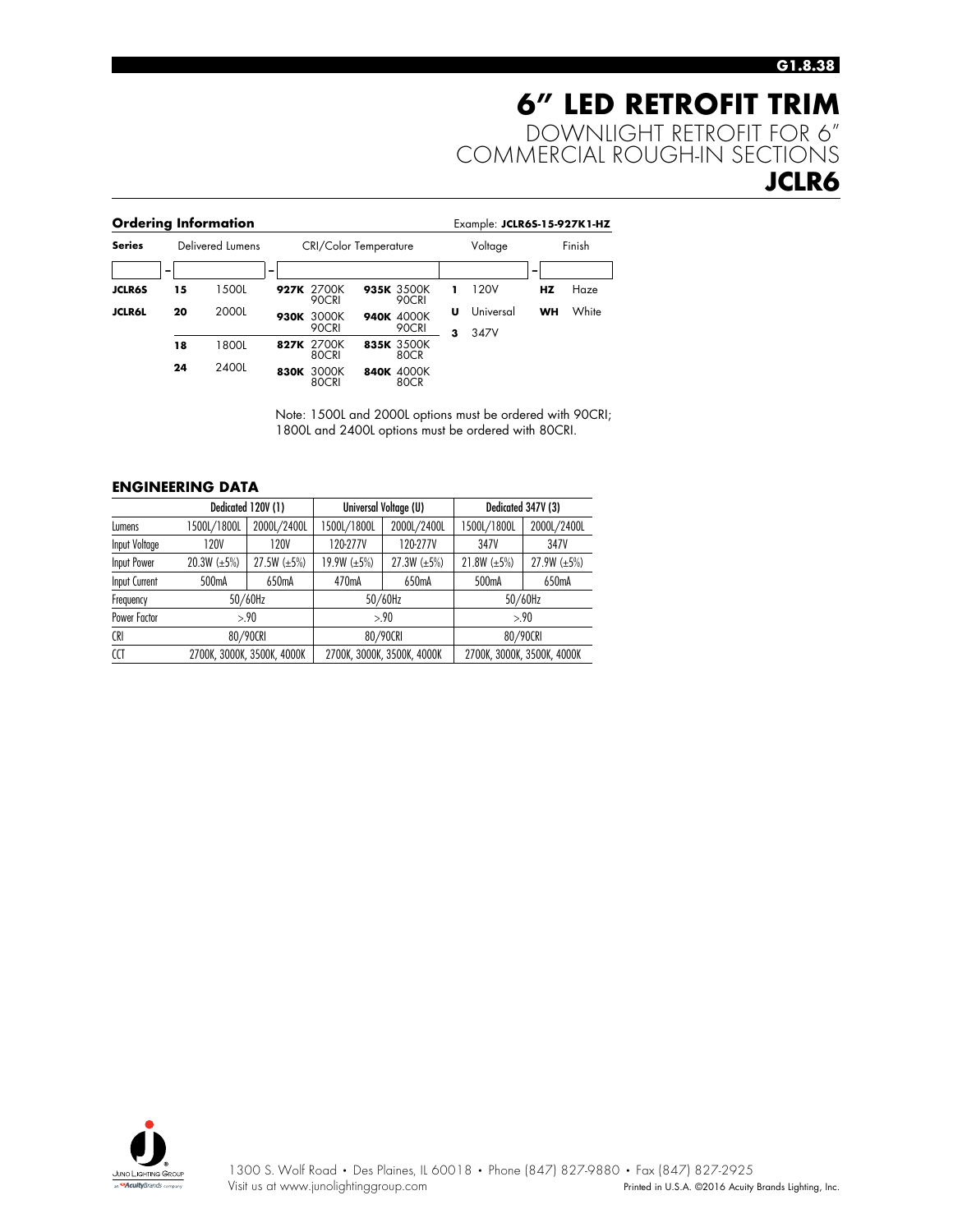# 6" LED RETROFIT TRIM

DOWNLIGHT RETROFIT FOR 6" COMMERCIAL ROUGH-IN SECTIONS

**JCLR6**

## Ordering Information

Example: **JCLR6S-15-927K1-HZ**

| Series | | Delivered Lumens | | CRI/Color Temperature | | | | Voltage | | Finish | |
|---|---|---|---|---|---|---|---|---|---|---|---|
| **JCLR6S** | | **15** | 1500L | **927K** | 2700K 90CRI | **935K** | 3500K 90CRI | **1** | 120V | **HZ** | Haze |
| **JCLR6L** | | **20** | 2000L | **930K** | 3000K 90CRI | **940K** | 4000K 90CRI | **U** | Universal | **WH** | White |
| | | **18** | 1800L | **827K** | 2700K 80CRI | **835K** | 3500K 80CR | **3** | 347V | | |
| | | **24** | 2400L | **830K** | 3000K 80CRI | **840K** | 4000K 80CR | | | | |

Note: 1500L and 2000L options must be ordered with 90CRI; 1800L and 2400L options must be ordered with 80CRI.

## ENGINEERING DATA

| | Dedicated 120V (1) | | Universal Voltage (U) | | Dedicated 347V (3) | |
|---|---|---|---|---|---|---|
| Lumens | 1500L/1800L | 2000L/2400L | 1500L/1800L | 2000L/2400L | 1500L/1800L | 2000L/2400L |
| Input Voltage | 120V | 120V | 120-277V | 120-277V | 347V | 347V |
| Input Power | 20.3W (±5%) | 27.5W (±5%) | 19.9W (±5%) | 27.3W (±5%) | 21.8W (±5%) | 27.9W (±5%) |
| Input Current | 500mA | 650mA | 470mA | 650mA | 500mA | 650mA |
| Frequency | 50/60Hz | | 50/60Hz | | 50/60Hz | |
| Power Factor | >.90 | | >.90 | | >.90 | |
| CRI | 80/90CRI | | 80/90CRI | | 80/90CRI | |
| CCT | 2700K, 3000K, 3500K, 4000K | | 2700K, 3000K, 3500K, 4000K | | 2700K, 3000K, 3500K, 4000K | |

1300 S. Wolf Road • Des Plaines, IL 60018 • Phone (847) 827-9880 • Fax (847) 827-2925
Visit us at www.junolightinggroup.com

Printed in U.S.A. ©2016 Acuity Brands Lighting, Inc.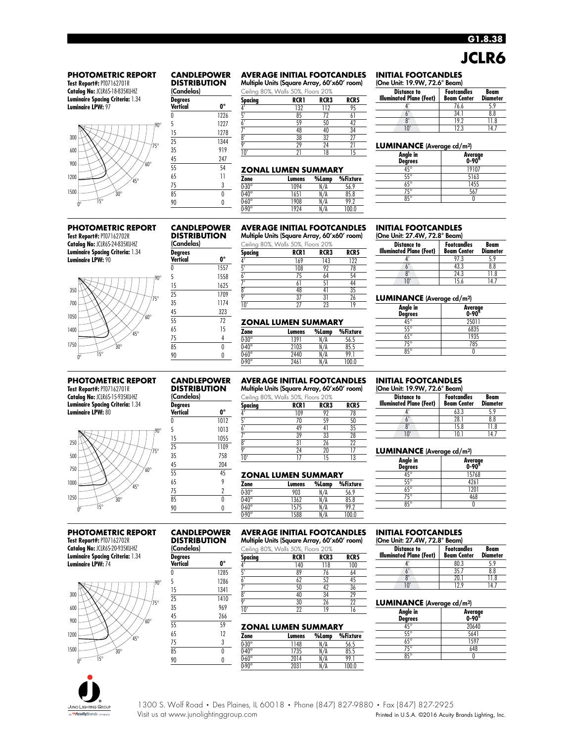# JCLR6

G1.8.38

## PHOTOMETRIC REPORT

**Test Report#:** PT07162701R
**Catalog No:** JCLR6S-18-835KU-HZ
**Luminaire Spacing Criteria:** 1.34
**Luminaire LPW:** 97

### CANDLEPOWER DISTRIBUTION (Candelas)

| Degrees Vertical | 0° |
|---|---|
| 0 | 1226 |
| 5 | 1227 |
| 15 | 1278 |
| 25 | 1344 |
| 35 | 919 |
| 45 | 247 |
| 55 | 54 |
| 65 | 11 |
| 75 | 3 |
| 85 | 0 |
| 90 | 0 |

### AVERAGE INITIAL FOOTCANDLES

Multiple Units (Square Array, 60'x60' room)
Ceiling 80%, Walls 50%, Floors 20%

| Spacing | RCR1 | RCR3 | RCR5 |
|---|---|---|---|
| 4' | 132 | 112 | 95 |
| 5' | 85 | 72 | 61 |
| 6' | 59 | 50 | 42 |
| 7' | 48 | 40 | 34 |
| 8' | 38 | 32 | 27 |
| 9' | 29 | 24 | 21 |
| 10' | 21 | 18 | 15 |

### ZONAL LUMEN SUMMARY

| Zone | Lumens | %Lamp | %Fixture |
|---|---|---|---|
| 0-30° | 1094 | N/A | 56.9 |
| 0-40° | 1651 | N/A | 85.8 |
| 0-60° | 1908 | N/A | 99.2 |
| 0-90° | 1924 | N/A | 100.0 |

### INITIAL FOOTCANDLES

(One Unit: 19.9W, 72.6° Beam)

| Distance to Illuminated Plane (Feet) | Footcandles Beam Center | Beam Diameter |
|---|---|---|
| 4' | 76.6 | 5.9 |
| 6' | 34.1 | 8.8 |
| 8' | 19.2 | 11.8 |
| 10' | 12.3 | 14.7 |

### LUMINANCE (Average cd/m²)

| Angle in Degrees | Average 0-90° |
|---|---|
| 45° | 19107 |
| 55° | 5163 |
| 65° | 1455 |
| 75° | 567 |
| 85° | 0 |

## PHOTOMETRIC REPORT

**Test Report#:** PT07162702R
**Catalog No:** JCLR6S-24-835KU-HZ
**Luminaire Spacing Criteria:** 1.34
**Luminaire LPW:** 90

### CANDLEPOWER DISTRIBUTION (Candelas)

| Degrees Vertical | 0° |
|---|---|
| 0 | 1557 |
| 5 | 1558 |
| 15 | 1625 |
| 25 | 1709 |
| 35 | 1174 |
| 45 | 323 |
| 55 | 72 |
| 65 | 15 |
| 75 | 4 |
| 85 | 0 |
| 90 | 0 |

### AVERAGE INITIAL FOOTCANDLES

Multiple Units (Square Array, 60'x60' room)
Ceiling 80%, Walls 50%, Floors 20%

| Spacing | RCR1 | RCR3 | RCR5 |
|---|---|---|---|
| 4' | 169 | 143 | 122 |
| 5' | 108 | 92 | 78 |
| 6' | 75 | 64 | 54 |
| 7' | 61 | 51 | 44 |
| 8' | 48 | 41 | 35 |
| 9' | 37 | 31 | 26 |
| 10' | 27 | 23 | 19 |

### ZONAL LUMEN SUMMARY

| Zone | Lumens | %Lamp | %Fixture |
|---|---|---|---|
| 0-30° | 1391 | N/A | 56.5 |
| 0-40° | 2103 | N/A | 85.5 |
| 0-60° | 2440 | N/A | 99.1 |
| 0-90° | 2461 | N/A | 100.0 |

### INITIAL FOOTCANDLES

(One Unit: 27.4W, 72.8° Beam)

| Distance to Illuminated Plane (Feet) | Footcandles Beam Center | Beam Diameter |
|---|---|---|
| 4' | 97.3 | 5.9 |
| 6' | 43.3 | 8.8 |
| 8' | 24.3 | 11.8 |
| 10' | 15.6 | 14.7 |

### LUMINANCE (Average cd/m²)

| Angle in Degrees | Average 0-90° |
|---|---|
| 45° | 25011 |
| 55° | 6835 |
| 65° | 1935 |
| 75° | 785 |
| 85° | 0 |

## PHOTOMETRIC REPORT

**Test Report#:** PT07162701R
**Catalog No:** JCLR6S-15-935KU-HZ
**Luminaire Spacing Criteria:** 1.34
**Luminaire LPW:** 80

### CANDLEPOWER DISTRIBUTION (Candelas)

| Degrees Vertical | 0° |
|---|---|
| 0 | 1012 |
| 5 | 1013 |
| 15 | 1055 |
| 25 | 1109 |
| 35 | 758 |
| 45 | 204 |
| 55 | 45 |
| 65 | 9 |
| 75 | 2 |
| 85 | 0 |
| 90 | 0 |

### AVERAGE INITIAL FOOTCANDLES

Multiple Units (Square Array, 60'x60' room)
Ceiling 80%, Walls 50%, Floors 20%

| Spacing | RCR1 | RCR3 | RCR5 |
|---|---|---|---|
| 4' | 109 | 92 | 78 |
| 5' | 70 | 59 | 50 |
| 6' | 49 | 41 | 35 |
| 7' | 39 | 33 | 28 |
| 8' | 31 | 26 | 22 |
| 9' | 24 | 20 | 17 |
| 10' | 17 | 15 | 13 |

### ZONAL LUMEN SUMMARY

| Zone | Lumens | %Lamp | %Fixture |
|---|---|---|---|
| 0-30° | 903 | N/A | 56.9 |
| 0-40° | 1362 | N/A | 85.8 |
| 0-60° | 1575 | N/A | 99.2 |
| 0-90° | 1588 | N/A | 100.0 |

### INITIAL FOOTCANDLES

(One Unit: 19.9W, 72.6° Beam)

| Distance to Illuminated Plane (Feet) | Footcandles Beam Center | Beam Diameter |
|---|---|---|
| 4' | 63.3 | 5.9 |
| 6' | 28.1 | 8.8 |
| 8' | 15.8 | 11.8 |
| 10' | 10.1 | 14.7 |

### LUMINANCE (Average cd/m²)

| Angle in Degrees | Average 0-90° |
|---|---|
| 45° | 15768 |
| 55° | 4261 |
| 65° | 1201 |
| 75° | 468 |
| 85° | 0 |

## PHOTOMETRIC REPORT

**Test Report#:** PT07162702R
**Catalog No:** JCLR6S-20-935KU-HZ
**Luminaire Spacing Criteria:** 1.34
**Luminaire LPW:** 74

### CANDLEPOWER DISTRIBUTION (Candelas)

| Degrees Vertical | 0° |
|---|---|
| 0 | 1285 |
| 5 | 1286 |
| 15 | 1341 |
| 25 | 1410 |
| 35 | 969 |
| 45 | 266 |
| 55 | 59 |
| 65 | 12 |
| 75 | 3 |
| 85 | 0 |
| 90 | 0 |

### AVERAGE INITIAL FOOTCANDLES

Multiple Units (Square Array, 60'x60' room)
Ceiling 80%, Walls 50%, Floors 20%

| Spacing | RCR1 | RCR3 | RCR5 |
|---|---|---|---|
| 4' | 140 | 118 | 100 |
| 5' | 89 | 76 | 64 |
| 6' | 62 | 52 | 45 |
| 7' | 50 | 42 | 36 |
| 8' | 40 | 34 | 29 |
| 9' | 30 | 26 | 22 |
| 10' | 22 | 19 | 16 |

### ZONAL LUMEN SUMMARY

| Zone | Lumens | %Lamp | %Fixture |
|---|---|---|---|
| 0-30° | 1148 | N/A | 56.5 |
| 0-40° | 1735 | N/A | 85.5 |
| 0-60° | 2014 | N/A | 99.1 |
| 0-90° | 2031 | N/A | 100.0 |

### INITIAL FOOTCANDLES

(One Unit: 27.4W, 72.8° Beam)

| Distance to Illuminated Plane (Feet) | Footcandles Beam Center | Beam Diameter |
|---|---|---|
| 4' | 80.3 | 5.9 |
| 6' | 35.7 | 8.8 |
| 8' | 20.1 | 11.8 |
| 10' | 12.9 | 14.7 |

### LUMINANCE (Average cd/m²)

| Angle in Degrees | Average 0-90° |
|---|---|
| 45° | 20640 |
| 55° | 5641 |
| 65° | 1597 |
| 75° | 648 |
| 85° | 0 |

Juno Lighting Group, an Acuity Brands company

1300 S. Wolf Road • Des Plaines, IL 60018 • Phone (847) 827-9880 • Fax (847) 827-2925
Visit us at www.junolightinggroup.com

Printed in U.S.A. ©2016 Acuity Brands Lighting, Inc.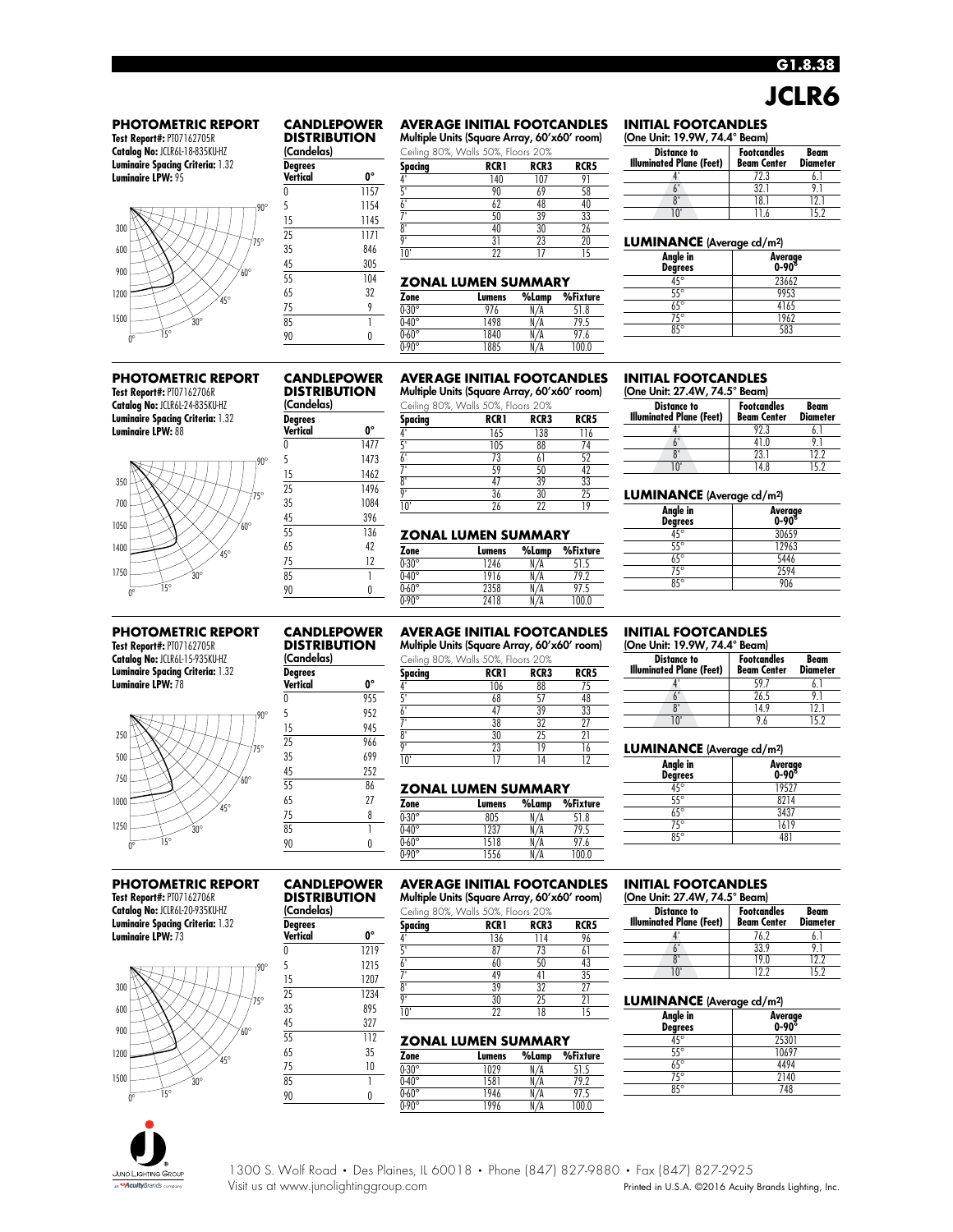# JCLR6

## PHOTOMETRIC REPORT

**Test Report#:** PT07162705R
**Catalog No:** JCLR6L-18-835KU-HZ
**Luminaire Spacing Criteria:** 1.32
**Luminaire LPW:** 95

300
600
900
1200
1500
0°
15°
30°
45°
60°
75°
90°

### CANDLEPOWER DISTRIBUTION (Candelas)

| Degrees Vertical | 0° |
|---|---|
| 0 | 1157 |
| 5 | 1154 |
| 15 | 1145 |
| 25 | 1171 |
| 35 | 846 |
| 45 | 305 |
| 55 | 104 |
| 65 | 32 |
| 75 | 9 |
| 85 | 1 |
| 90 | 0 |

### AVERAGE INITIAL FOOTCANDLES

Multiple Units (Square Array, 60'x60' room)

Ceiling 80%, Walls 50%, Floors 20%

| Spacing | RCR1 | RCR3 | RCR5 |
|---|---|---|---|
| 4' | 140 | 107 | 91 |
| 5' | 90 | 69 | 58 |
| 6' | 62 | 48 | 40 |
| 7' | 50 | 39 | 33 |
| 8' | 40 | 30 | 26 |
| 9' | 31 | 23 | 20 |
| 10' | 22 | 17 | 15 |

### ZONAL LUMEN SUMMARY

| Zone | Lumens | %Lamp | %Fixture |
|---|---|---|---|
| 0-30° | 976 | N/A | 51.8 |
| 0-40° | 1498 | N/A | 79.5 |
| 0-60° | 1840 | N/A | 97.6 |
| 0-90° | 1885 | N/A | 100.0 |

### INITIAL FOOTCANDLES

(One Unit: 19.9W, 74.4° Beam)

| Distance to Illuminated Plane (Feet) | Footcandles Beam Center | Beam Diameter |
|---|---|---|
| 4' | 72.3 | 6.1 |
| 6' | 32.1 | 9.1 |
| 8' | 18.1 | 12.1 |
| 10' | 11.6 | 15.2 |

### LUMINANCE (Average cd/m²)

| Angle in Degrees | Average 0-90° |
|---|---|
| 45° | 23662 |
| 55° | 9953 |
| 65° | 4165 |
| 75° | 1962 |
| 85° | 583 |

## PHOTOMETRIC REPORT

**Test Report#:** PT07162706R
**Catalog No:** JCLR6L-24-835KU-HZ
**Luminaire Spacing Criteria:** 1.32
**Luminaire LPW:** 88

350
700
1050
1400
1750
0°
15°
30°
45°
60°
75°
90°

### CANDLEPOWER DISTRIBUTION (Candelas)

| Degrees Vertical | 0° |
|---|---|
| 0 | 1477 |
| 5 | 1473 |
| 15 | 1462 |
| 25 | 1496 |
| 35 | 1084 |
| 45 | 396 |
| 55 | 136 |
| 65 | 42 |
| 75 | 12 |
| 85 | 1 |
| 90 | 0 |

### AVERAGE INITIAL FOOTCANDLES

Multiple Units (Square Array, 60'x60' room)

Ceiling 80%, Walls 50%, Floors 20%

| Spacing | RCR1 | RCR3 | RCR5 |
|---|---|---|---|
| 4' | 165 | 138 | 116 |
| 5' | 105 | 88 | 74 |
| 6' | 73 | 61 | 52 |
| 7' | 59 | 50 | 42 |
| 8' | 47 | 39 | 33 |
| 9' | 36 | 30 | 25 |
| 10' | 26 | 22 | 19 |

### ZONAL LUMEN SUMMARY

| Zone | Lumens | %Lamp | %Fixture |
|---|---|---|---|
| 0-30° | 1246 | N/A | 51.5 |
| 0-40° | 1916 | N/A | 79.2 |
| 0-60° | 2358 | N/A | 97.5 |
| 0-90° | 2418 | N/A | 100.0 |

### INITIAL FOOTCANDLES

(One Unit: 27.4W, 74.5° Beam)

| Distance to Illuminated Plane (Feet) | Footcandles Beam Center | Beam Diameter |
|---|---|---|
| 4' | 92.3 | 6.1 |
| 6' | 41.0 | 9.1 |
| 8' | 23.1 | 12.2 |
| 10' | 14.8 | 15.2 |

### LUMINANCE (Average cd/m²)

| Angle in Degrees | Average 0-90° |
|---|---|
| 45° | 30659 |
| 55° | 12963 |
| 65° | 5446 |
| 75° | 2594 |
| 85° | 906 |

## PHOTOMETRIC REPORT

**Test Report#:** PT07162705R
**Catalog No:** JCLR6L-15-935KU-HZ
**Luminaire Spacing Criteria:** 1.32
**Luminaire LPW:** 78

250
500
750
1000
1250
0°
15°
30°
45°
60°
75°
90°

### CANDLEPOWER DISTRIBUTION (Candelas)

| Degrees Vertical | 0° |
|---|---|
| 0 | 955 |
| 5 | 952 |
| 15 | 945 |
| 25 | 966 |
| 35 | 699 |
| 45 | 252 |
| 55 | 86 |
| 65 | 27 |
| 75 | 8 |
| 85 | 1 |
| 90 | 0 |

### AVERAGE INITIAL FOOTCANDLES

Multiple Units (Square Array, 60'x60' room)

Ceiling 80%, Walls 50%, Floors 20%

| Spacing | RCR1 | RCR3 | RCR5 |
|---|---|---|---|
| 4' | 106 | 88 | 75 |
| 5' | 68 | 57 | 48 |
| 6' | 47 | 39 | 33 |
| 7' | 38 | 32 | 27 |
| 8' | 30 | 25 | 21 |
| 9' | 23 | 19 | 16 |
| 10' | 17 | 14 | 12 |

### ZONAL LUMEN SUMMARY

| Zone | Lumens | %Lamp | %Fixture |
|---|---|---|---|
| 0-30° | 805 | N/A | 51.8 |
| 0-40° | 1237 | N/A | 79.5 |
| 0-60° | 1518 | N/A | 97.6 |
| 0-90° | 1556 | N/A | 100.0 |

### INITIAL FOOTCANDLES

(One Unit: 19.9W, 74.4° Beam)

| Distance to Illuminated Plane (Feet) | Footcandles Beam Center | Beam Diameter |
|---|---|---|
| 4' | 59.7 | 6.1 |
| 6' | 26.5 | 9.1 |
| 8' | 14.9 | 12.1 |
| 10' | 9.6 | 15.2 |

### LUMINANCE (Average cd/m²)

| Angle in Degrees | Average 0-90° |
|---|---|
| 45° | 19527 |
| 55° | 8214 |
| 65° | 3437 |
| 75° | 1619 |
| 85° | 481 |

## PHOTOMETRIC REPORT

**Test Report#:** PT07162706R
**Catalog No:** JCLR6L-20-935KU-HZ
**Luminaire Spacing Criteria:** 1.32
**Luminaire LPW:** 73

300
600
900
1200
1500
0°
15°
30°
45°
60°
75°
90°

### CANDLEPOWER DISTRIBUTION (Candelas)

| Degrees Vertical | 0° |
|---|---|
| 0 | 1219 |
| 5 | 1215 |
| 15 | 1207 |
| 25 | 1234 |
| 35 | 895 |
| 45 | 327 |
| 55 | 112 |
| 65 | 35 |
| 75 | 10 |
| 85 | 1 |
| 90 | 0 |

### AVERAGE INITIAL FOOTCANDLES

Multiple Units (Square Array, 60'x60' room)

Ceiling 80%, Walls 50%, Floors 20%

| Spacing | RCR1 | RCR3 | RCR5 |
|---|---|---|---|
| 4' | 136 | 114 | 96 |
| 5' | 87 | 73 | 61 |
| 6' | 60 | 50 | 43 |
| 7' | 49 | 41 | 35 |
| 8' | 39 | 32 | 27 |
| 9' | 30 | 25 | 21 |
| 10' | 22 | 18 | 15 |

### ZONAL LUMEN SUMMARY

| Zone | Lumens | %Lamp | %Fixture |
|---|---|---|---|
| 0-30° | 1029 | N/A | 51.5 |
| 0-40° | 1581 | N/A | 79.2 |
| 0-60° | 1946 | N/A | 97.5 |
| 0-90° | 1996 | N/A | 100.0 |

### INITIAL FOOTCANDLES

(One Unit: 27.4W, 74.5° Beam)

| Distance to Illuminated Plane (Feet) | Footcandles Beam Center | Beam Diameter |
|---|---|---|
| 4' | 76.2 | 6.1 |
| 6' | 33.9 | 9.1 |
| 8' | 19.0 | 12.2 |
| 10' | 12.2 | 15.2 |

### LUMINANCE (Average cd/m²)

| Angle in Degrees | Average 0-90° |
|---|---|
| 45° | 25301 |
| 55° | 10697 |
| 65° | 4494 |
| 75° | 2140 |
| 85° | 748 |

Juno Lighting Group, an Acuity Brands company

1300 S. Wolf Road • Des Plaines, IL 60018 • Phone (847) 827-9880 • Fax (847) 827-2925
Visit us at www.junolightinggroup.com

Printed in U.S.A. ©2016 Acuity Brands Lighting, Inc.